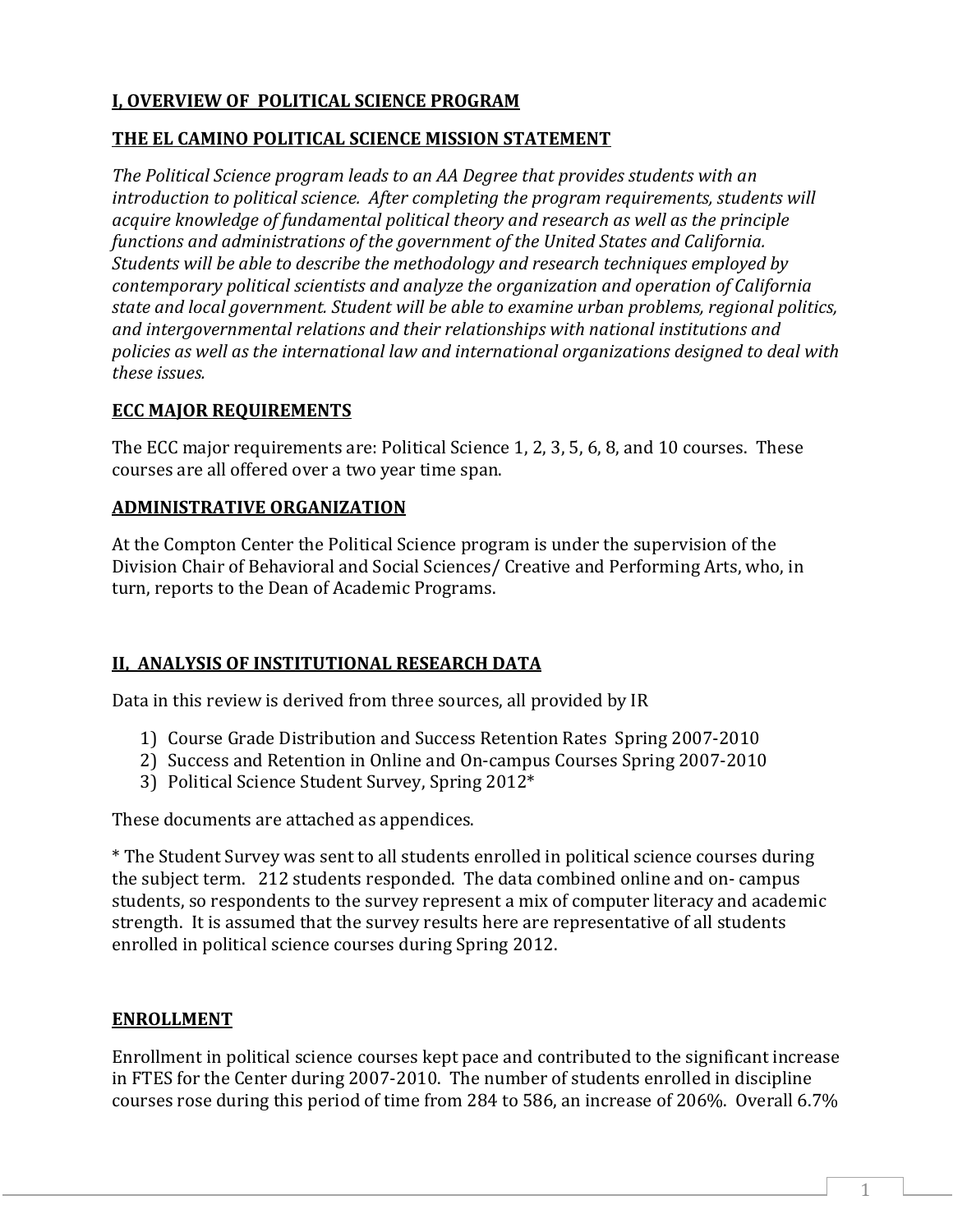## I, OVERVIEW OF POLITICAL SCIENCE PROGRAM

### THE EL CAMINO POLITICAL SCIENCE MISSION STATEMENT

*The Political Science program leads to an AA Degree that provides students with an introduction to political science. After completing the program requirements, students will acquire knowledge of fundamental political theory and research as well as the principle functions and administrations of the government of the United States and California. Students will be able to describe the methodology and research techniques employed by contemporary political scientists and analyze the organization and operation of California state and local government. Student will be able to examine urban problems, regional politics, and intergovernmental relations and their relationships with national institutions and policies as well as the international law and international organizations designed to deal with these issues.*

### ECC MAJOR REQUIREMENTS

The ECC major requirements are: Political Science 1, 2, 3, 5, 6, 8, and 10 courses. These courses are all offered over a two year time span.

### ADMINISTRATIVE ORGANIZATION

At the Compton Center the Political Science program is under the supervision of the Division Chair of Behavioral and Social Sciences/ Creative and Performing Arts, who, in turn, reports to the Dean of Academic Programs.

## II, ANALYSIS OF INSTITUTIONAL RESEARCH DATA

Data in this review is derived from three sources, all provided by IR

1) Course Grade Distribution and Success Retention Rates Spring 2007-2010
2) Success and Retention in Online and On-campus Courses Spring 2007-2010
3) Political Science Student Survey, Spring 2012*

These documents are attached as appendices.

* The Student Survey was sent to all students enrolled in political science courses during the subject term. 212 students responded. The data combined online and on- campus students, so respondents to the survey represent a mix of computer literacy and academic strength. It is assumed that the survey results here are representative of all students enrolled in political science courses during Spring 2012.

### ENROLLMENT

Enrollment in political science courses kept pace and contributed to the significant increase in FTES for the Center during 2007-2010. The number of students enrolled in discipline courses rose during this period of time from 284 to 586, an increase of 206%. Overall 6.7%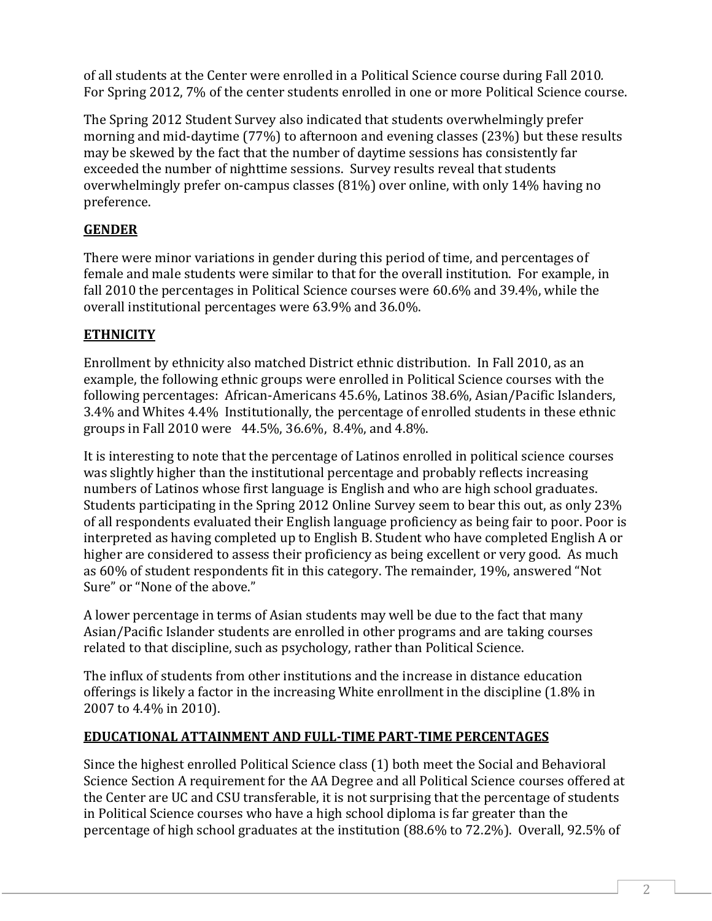of all students at the Center were enrolled in a Political Science course during Fall 2010. For Spring 2012, 7% of the center students enrolled in one or more Political Science course.

The Spring 2012 Student Survey also indicated that students overwhelmingly prefer morning and mid-daytime (77%) to afternoon and evening classes (23%) but these results may be skewed by the fact that the number of daytime sessions has consistently far exceeded the number of nighttime sessions. Survey results reveal that students overwhelmingly prefer on-campus classes (81%) over online, with only 14% having no preference.

## GENDER

There were minor variations in gender during this period of time, and percentages of female and male students were similar to that for the overall institution. For example, in fall 2010 the percentages in Political Science courses were 60.6% and 39.4%, while the overall institutional percentages were 63.9% and 36.0%.

## ETHNICITY

Enrollment by ethnicity also matched District ethnic distribution. In Fall 2010, as an example, the following ethnic groups were enrolled in Political Science courses with the following percentages: African-Americans 45.6%, Latinos 38.6%, Asian/Pacific Islanders, 3.4% and Whites 4.4% Institutionally, the percentage of enrolled students in these ethnic groups in Fall 2010 were 44.5%, 36.6%, 8.4%, and 4.8%.

It is interesting to note that the percentage of Latinos enrolled in political science courses was slightly higher than the institutional percentage and probably reflects increasing numbers of Latinos whose first language is English and who are high school graduates. Students participating in the Spring 2012 Online Survey seem to bear this out, as only 23% of all respondents evaluated their English language proficiency as being fair to poor. Poor is interpreted as having completed up to English B. Student who have completed English A or higher are considered to assess their proficiency as being excellent or very good. As much as 60% of student respondents fit in this category. The remainder, 19%, answered "Not Sure" or "None of the above."

A lower percentage in terms of Asian students may well be due to the fact that many Asian/Pacific Islander students are enrolled in other programs and are taking courses related to that discipline, such as psychology, rather than Political Science.

The influx of students from other institutions and the increase in distance education offerings is likely a factor in the increasing White enrollment in the discipline (1.8% in 2007 to 4.4% in 2010).

## EDUCATIONAL ATTAINMENT AND FULL-TIME PART-TIME PERCENTAGES

Since the highest enrolled Political Science class (1) both meet the Social and Behavioral Science Section A requirement for the AA Degree and all Political Science courses offered at the Center are UC and CSU transferable, it is not surprising that the percentage of students in Political Science courses who have a high school diploma is far greater than the percentage of high school graduates at the institution (88.6% to 72.2%). Overall, 92.5% of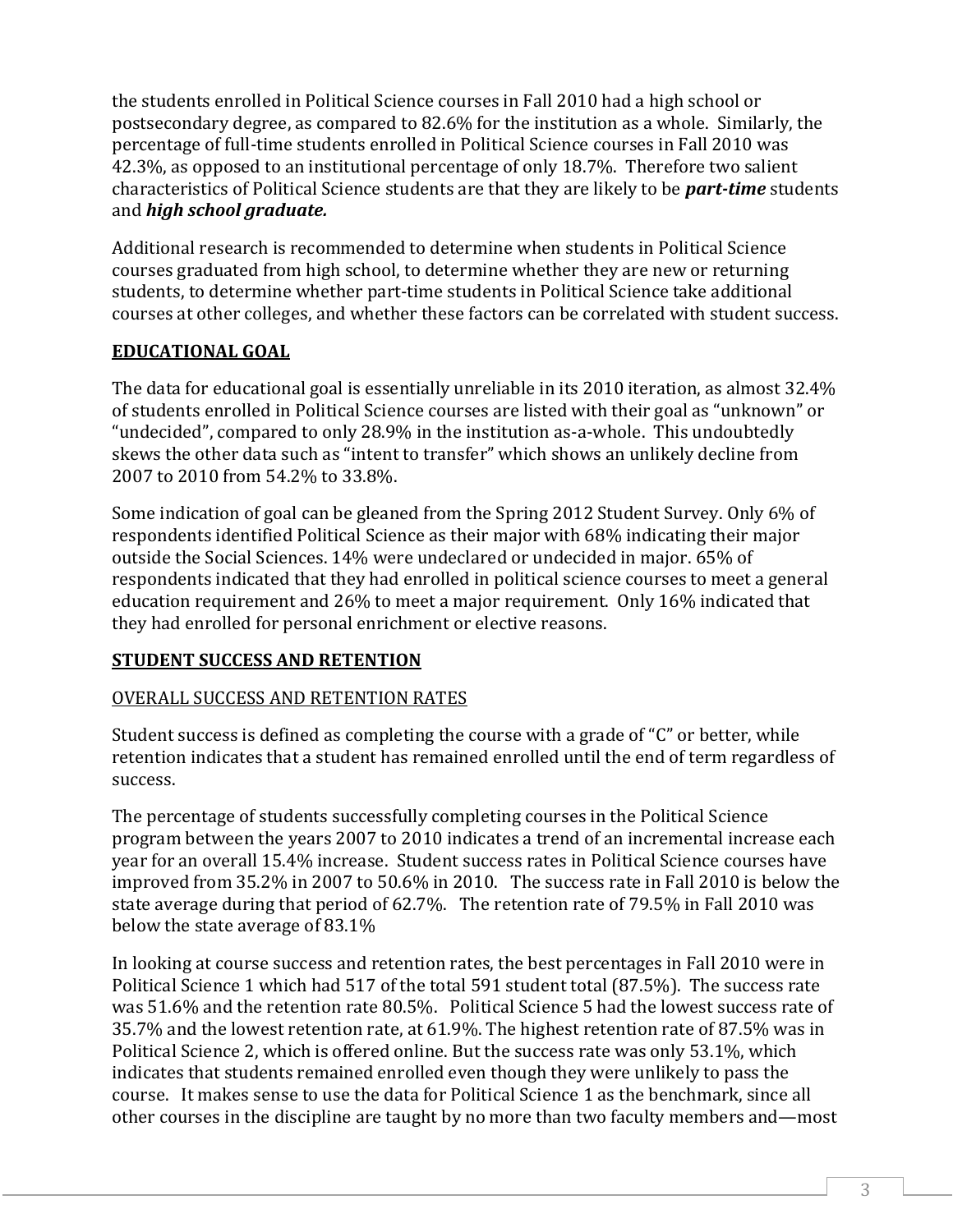the students enrolled in Political Science courses in Fall 2010 had a high school or postsecondary degree, as compared to 82.6% for the institution as a whole. Similarly, the percentage of full-time students enrolled in Political Science courses in Fall 2010 was 42.3%, as opposed to an institutional percentage of only 18.7%. Therefore two salient characteristics of Political Science students are that they are likely to be ***part-time*** students and ***high school graduate.***

Additional research is recommended to determine when students in Political Science courses graduated from high school, to determine whether they are new or returning students, to determine whether part-time students in Political Science take additional courses at other colleges, and whether these factors can be correlated with student success.

## EDUCATIONAL GOAL

The data for educational goal is essentially unreliable in its 2010 iteration, as almost 32.4% of students enrolled in Political Science courses are listed with their goal as "unknown" or "undecided", compared to only 28.9% in the institution as-a-whole. This undoubtedly skews the other data such as "intent to transfer" which shows an unlikely decline from 2007 to 2010 from 54.2% to 33.8%.

Some indication of goal can be gleaned from the Spring 2012 Student Survey. Only 6% of respondents identified Political Science as their major with 68% indicating their major outside the Social Sciences. 14% were undeclared or undecided in major. 65% of respondents indicated that they had enrolled in political science courses to meet a general education requirement and 26% to meet a major requirement. Only 16% indicated that they had enrolled for personal enrichment or elective reasons.

## STUDENT SUCCESS AND RETENTION

### OVERALL SUCCESS AND RETENTION RATES

Student success is defined as completing the course with a grade of "C" or better, while retention indicates that a student has remained enrolled until the end of term regardless of success.

The percentage of students successfully completing courses in the Political Science program between the years 2007 to 2010 indicates a trend of an incremental increase each year for an overall 15.4% increase. Student success rates in Political Science courses have improved from 35.2% in 2007 to 50.6% in 2010. The success rate in Fall 2010 is below the state average during that period of 62.7%. The retention rate of 79.5% in Fall 2010 was below the state average of 83.1%

In looking at course success and retention rates, the best percentages in Fall 2010 were in Political Science 1 which had 517 of the total 591 student total (87.5%). The success rate was 51.6% and the retention rate 80.5%. Political Science 5 had the lowest success rate of 35.7% and the lowest retention rate, at 61.9%. The highest retention rate of 87.5% was in Political Science 2, which is offered online. But the success rate was only 53.1%, which indicates that students remained enrolled even though they were unlikely to pass the course. It makes sense to use the data for Political Science 1 as the benchmark, since all other courses in the discipline are taught by no more than two faculty members and—most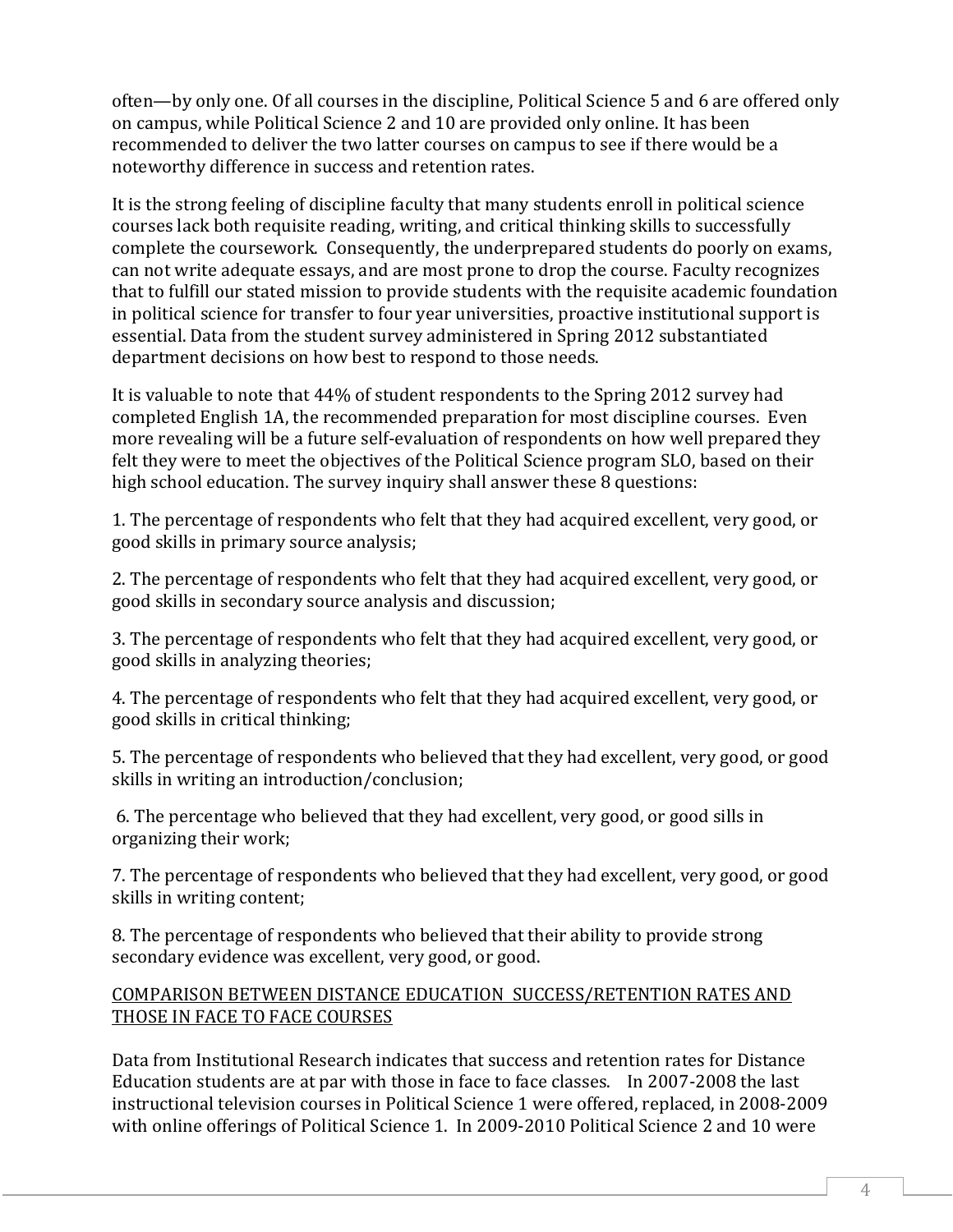often—by only one. Of all courses in the discipline, Political Science 5 and 6 are offered only on campus, while Political Science 2 and 10 are provided only online. It has been recommended to deliver the two latter courses on campus to see if there would be a noteworthy difference in success and retention rates.

It is the strong feeling of discipline faculty that many students enroll in political science courses lack both requisite reading, writing, and critical thinking skills to successfully complete the coursework. Consequently, the underprepared students do poorly on exams, can not write adequate essays, and are most prone to drop the course. Faculty recognizes that to fulfill our stated mission to provide students with the requisite academic foundation in political science for transfer to four year universities, proactive institutional support is essential. Data from the student survey administered in Spring 2012 substantiated department decisions on how best to respond to those needs.

It is valuable to note that 44% of student respondents to the Spring 2012 survey had completed English 1A, the recommended preparation for most discipline courses. Even more revealing will be a future self-evaluation of respondents on how well prepared they felt they were to meet the objectives of the Political Science program SLO, based on their high school education. The survey inquiry shall answer these 8 questions:

1. The percentage of respondents who felt that they had acquired excellent, very good, or good skills in primary source analysis;

2. The percentage of respondents who felt that they had acquired excellent, very good, or good skills in secondary source analysis and discussion;

3. The percentage of respondents who felt that they had acquired excellent, very good, or good skills in analyzing theories;

4. The percentage of respondents who felt that they had acquired excellent, very good, or good skills in critical thinking;

5. The percentage of respondents who believed that they had excellent, very good, or good skills in writing an introduction/conclusion;

6. The percentage who believed that they had excellent, very good, or good sills in organizing their work;

7. The percentage of respondents who believed that they had excellent, very good, or good skills in writing content;

8. The percentage of respondents who believed that their ability to provide strong secondary evidence was excellent, very good, or good.

<u>COMPARISON BETWEEN DISTANCE EDUCATION SUCCESS/RETENTION RATES AND THOSE IN FACE TO FACE COURSES</u>

Data from Institutional Research indicates that success and retention rates for Distance Education students are at par with those in face to face classes. In 2007-2008 the last instructional television courses in Political Science 1 were offered, replaced, in 2008-2009 with online offerings of Political Science 1. In 2009-2010 Political Science 2 and 10 were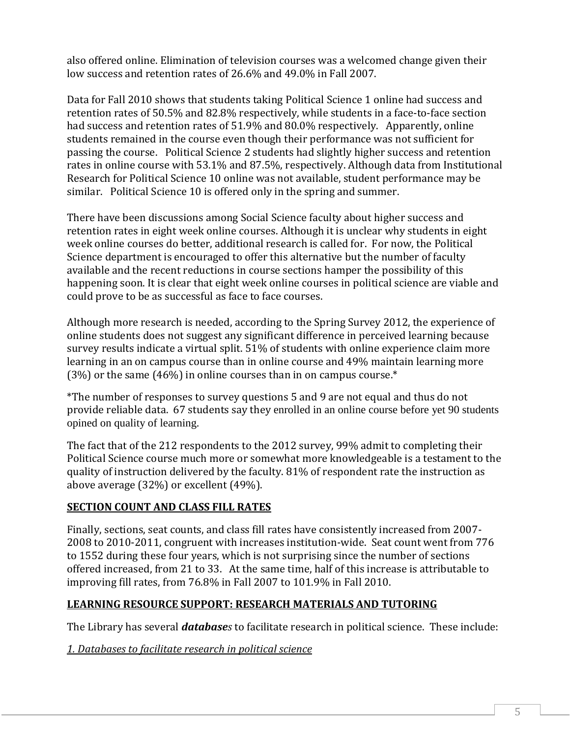also offered online. Elimination of television courses was a welcomed change given their low success and retention rates of 26.6% and 49.0% in Fall 2007.

Data for Fall 2010 shows that students taking Political Science 1 online had success and retention rates of 50.5% and 82.8% respectively, while students in a face-to-face section had success and retention rates of 51.9% and 80.0% respectively. Apparently, online students remained in the course even though their performance was not sufficient for passing the course. Political Science 2 students had slightly higher success and retention rates in online course with 53.1% and 87.5%, respectively. Although data from Institutional Research for Political Science 10 online was not available, student performance may be similar. Political Science 10 is offered only in the spring and summer.

There have been discussions among Social Science faculty about higher success and retention rates in eight week online courses. Although it is unclear why students in eight week online courses do better, additional research is called for. For now, the Political Science department is encouraged to offer this alternative but the number of faculty available and the recent reductions in course sections hamper the possibility of this happening soon. It is clear that eight week online courses in political science are viable and could prove to be as successful as face to face courses.

Although more research is needed, according to the Spring Survey 2012, the experience of online students does not suggest any significant difference in perceived learning because survey results indicate a virtual split. 51% of students with online experience claim more learning in an on campus course than in online course and 49% maintain learning more (3%) or the same (46%) in online courses than in on campus course.*

*The number of responses to survey questions 5 and 9 are not equal and thus do not provide reliable data. 67 students say they enrolled in an online course before yet 90 students opined on quality of learning.

The fact that of the 212 respondents to the 2012 survey, 99% admit to completing their Political Science course much more or somewhat more knowledgeable is a testament to the quality of instruction delivered by the faculty. 81% of respondent rate the instruction as above average (32%) or excellent (49%).

## SECTION COUNT AND CLASS FILL RATES

Finally, sections, seat counts, and class fill rates have consistently increased from 2007-2008 to 2010-2011, congruent with increases institution-wide. Seat count went from 776 to 1552 during these four years, which is not surprising since the number of sections offered increased, from 21 to 33. At the same time, half of this increase is attributable to improving fill rates, from 76.8% in Fall 2007 to 101.9% in Fall 2010.

## LEARNING RESOURCE SUPPORT: RESEARCH MATERIALS AND TUTORING

The Library has several ***databases*** to facilitate research in political science. These include:

*1. Databases to facilitate research in political science*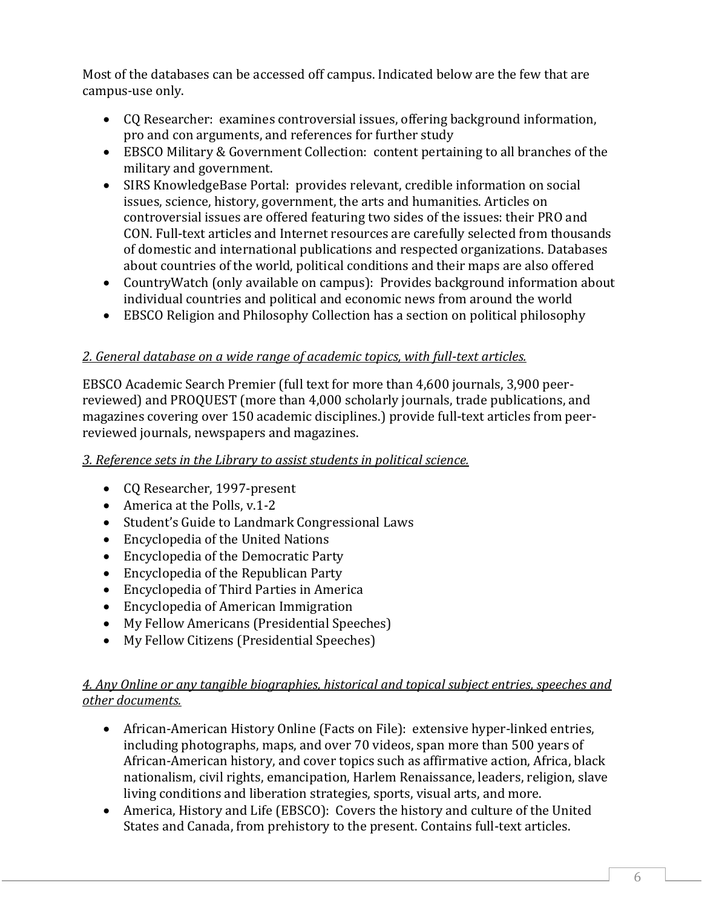Most of the databases can be accessed off campus. Indicated below are the few that are campus-use only.

- CQ Researcher: examines controversial issues, offering background information, pro and con arguments, and references for further study
- EBSCO Military & Government Collection: content pertaining to all branches of the military and government.
- SIRS KnowledgeBase Portal: provides relevant, credible information on social issues, science, history, government, the arts and humanities. Articles on controversial issues are offered featuring two sides of the issues: their PRO and CON. Full-text articles and Internet resources are carefully selected from thousands of domestic and international publications and respected organizations. Databases about countries of the world, political conditions and their maps are also offered
- CountryWatch (only available on campus): Provides background information about individual countries and political and economic news from around the world
- EBSCO Religion and Philosophy Collection has a section on political philosophy

*2. General database on a wide range of academic topics, with full-text articles.*

EBSCO Academic Search Premier (full text for more than 4,600 journals, 3,900 peer-reviewed) and PROQUEST (more than 4,000 scholarly journals, trade publications, and magazines covering over 150 academic disciplines.) provide full-text articles from peer-reviewed journals, newspapers and magazines.

*3. Reference sets in the Library to assist students in political science.*

- CQ Researcher, 1997-present
- America at the Polls, v.1-2
- Student's Guide to Landmark Congressional Laws
- Encyclopedia of the United Nations
- Encyclopedia of the Democratic Party
- Encyclopedia of the Republican Party
- Encyclopedia of Third Parties in America
- Encyclopedia of American Immigration
- My Fellow Americans (Presidential Speeches)
- My Fellow Citizens (Presidential Speeches)

*4. Any Online or any tangible biographies, historical and topical subject entries, speeches and other documents.*

- African-American History Online (Facts on File): extensive hyper-linked entries, including photographs, maps, and over 70 videos, span more than 500 years of African-American history, and cover topics such as affirmative action, Africa, black nationalism, civil rights, emancipation, Harlem Renaissance, leaders, religion, slave living conditions and liberation strategies, sports, visual arts, and more.
- America, History and Life (EBSCO): Covers the history and culture of the United States and Canada, from prehistory to the present. Contains full-text articles.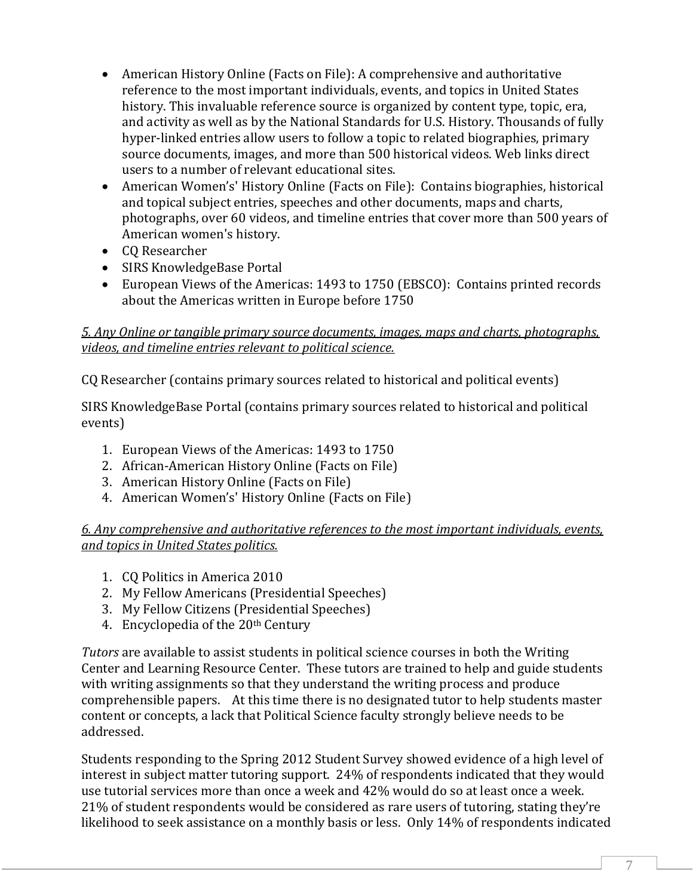- American History Online (Facts on File): A comprehensive and authoritative reference to the most important individuals, events, and topics in United States history. This invaluable reference source is organized by content type, topic, era, and activity as well as by the National Standards for U.S. History. Thousands of fully hyper-linked entries allow users to follow a topic to related biographies, primary source documents, images, and more than 500 historical videos. Web links direct users to a number of relevant educational sites.
- American Women's' History Online (Facts on File): Contains biographies, historical and topical subject entries, speeches and other documents, maps and charts, photographs, over 60 videos, and timeline entries that cover more than 500 years of American women's history.
- CQ Researcher
- SIRS KnowledgeBase Portal
- European Views of the Americas: 1493 to 1750 (EBSCO): Contains printed records about the Americas written in Europe before 1750

*5. Any Online or tangible primary source documents, images, maps and charts, photographs, videos, and timeline entries relevant to political science.*

CQ Researcher (contains primary sources related to historical and political events)

SIRS KnowledgeBase Portal (contains primary sources related to historical and political events)

1. European Views of the Americas: 1493 to 1750
2. African-American History Online (Facts on File)
3. American History Online (Facts on File)
4. American Women's' History Online (Facts on File)

*6. Any comprehensive and authoritative references to the most important individuals, events, and topics in United States politics.*

1. CQ Politics in America 2010
2. My Fellow Americans (Presidential Speeches)
3. My Fellow Citizens (Presidential Speeches)
4. Encyclopedia of the 20th Century

*Tutors* are available to assist students in political science courses in both the Writing Center and Learning Resource Center. These tutors are trained to help and guide students with writing assignments so that they understand the writing process and produce comprehensible papers. At this time there is no designated tutor to help students master content or concepts, a lack that Political Science faculty strongly believe needs to be addressed.

Students responding to the Spring 2012 Student Survey showed evidence of a high level of interest in subject matter tutoring support. 24% of respondents indicated that they would use tutorial services more than once a week and 42% would do so at least once a week. 21% of student respondents would be considered as rare users of tutoring, stating they're likelihood to seek assistance on a monthly basis or less. Only 14% of respondents indicated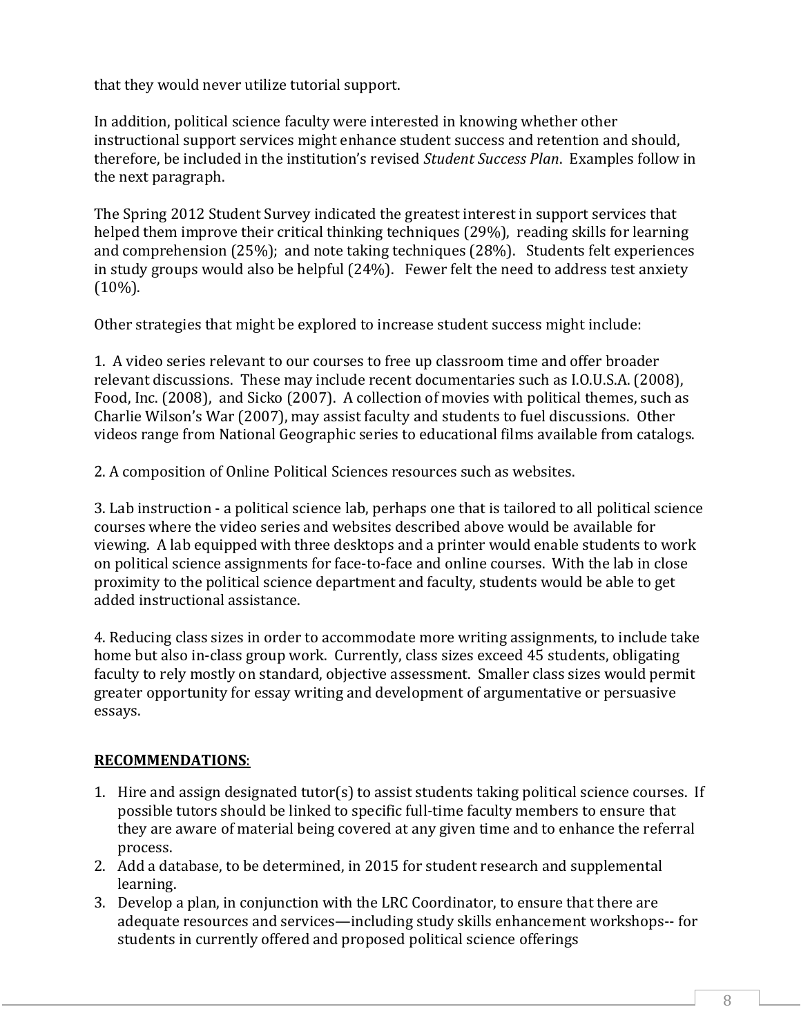that they would never utilize tutorial support.

In addition, political science faculty were interested in knowing whether other instructional support services might enhance student success and retention and should, therefore, be included in the institution's revised *Student Success Plan*. Examples follow in the next paragraph.

The Spring 2012 Student Survey indicated the greatest interest in support services that helped them improve their critical thinking techniques (29%), reading skills for learning and comprehension (25%); and note taking techniques (28%). Students felt experiences in study groups would also be helpful (24%). Fewer felt the need to address test anxiety (10%).

Other strategies that might be explored to increase student success might include:

1. A video series relevant to our courses to free up classroom time and offer broader relevant discussions. These may include recent documentaries such as I.O.U.S.A. (2008), Food, Inc. (2008), and Sicko (2007). A collection of movies with political themes, such as Charlie Wilson's War (2007), may assist faculty and students to fuel discussions. Other videos range from National Geographic series to educational films available from catalogs.

2. A composition of Online Political Sciences resources such as websites.

3. Lab instruction - a political science lab, perhaps one that is tailored to all political science courses where the video series and websites described above would be available for viewing. A lab equipped with three desktops and a printer would enable students to work on political science assignments for face-to-face and online courses. With the lab in close proximity to the political science department and faculty, students would be able to get added instructional assistance.

4. Reducing class sizes in order to accommodate more writing assignments, to include take home but also in-class group work. Currently, class sizes exceed 45 students, obligating faculty to rely mostly on standard, objective assessment. Smaller class sizes would permit greater opportunity for essay writing and development of argumentative or persuasive essays.

**RECOMMENDATIONS**:

1. Hire and assign designated tutor(s) to assist students taking political science courses. If possible tutors should be linked to specific full-time faculty members to ensure that they are aware of material being covered at any given time and to enhance the referral process.
2. Add a database, to be determined, in 2015 for student research and supplemental learning.
3. Develop a plan, in conjunction with the LRC Coordinator, to ensure that there are adequate resources and services—including study skills enhancement workshops-- for students in currently offered and proposed political science offerings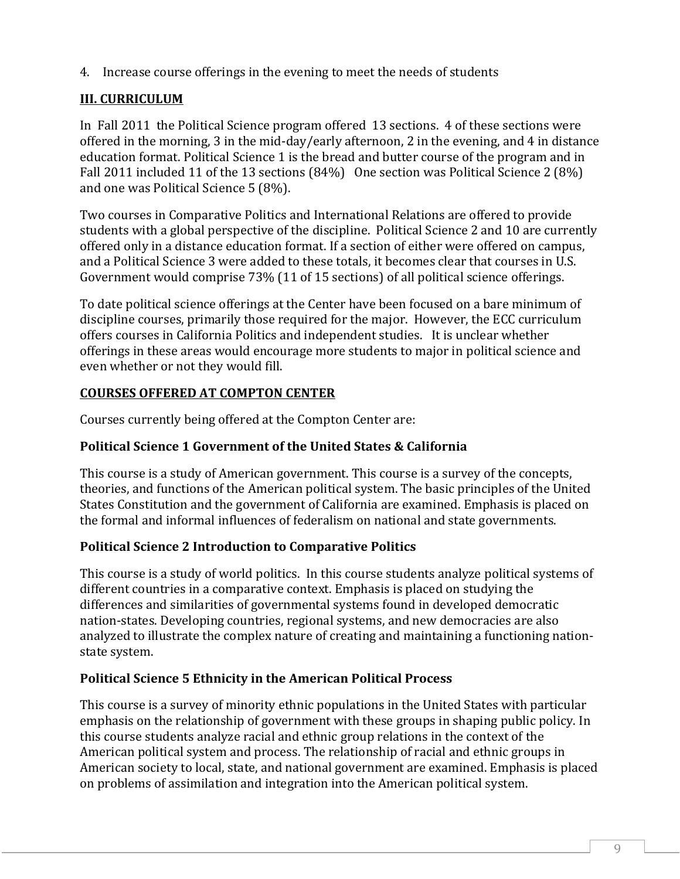4. Increase course offerings in the evening to meet the needs of students

## III. CURRICULUM

In Fall 2011 the Political Science program offered 13 sections. 4 of these sections were offered in the morning, 3 in the mid-day/early afternoon, 2 in the evening, and 4 in distance education format. Political Science 1 is the bread and butter course of the program and in Fall 2011 included 11 of the 13 sections (84%) One section was Political Science 2 (8%) and one was Political Science 5 (8%).

Two courses in Comparative Politics and International Relations are offered to provide students with a global perspective of the discipline. Political Science 2 and 10 are currently offered only in a distance education format. If a section of either were offered on campus, and a Political Science 3 were added to these totals, it becomes clear that courses in U.S. Government would comprise 73% (11 of 15 sections) of all political science offerings.

To date political science offerings at the Center have been focused on a bare minimum of discipline courses, primarily those required for the major. However, the ECC curriculum offers courses in California Politics and independent studies. It is unclear whether offerings in these areas would encourage more students to major in political science and even whether or not they would fill.

## COURSES OFFERED AT COMPTON CENTER

Courses currently being offered at the Compton Center are:

### Political Science 1 Government of the United States & California

This course is a study of American government. This course is a survey of the concepts, theories, and functions of the American political system. The basic principles of the United States Constitution and the government of California are examined. Emphasis is placed on the formal and informal influences of federalism on national and state governments.

### Political Science 2 Introduction to Comparative Politics

This course is a study of world politics. In this course students analyze political systems of different countries in a comparative context. Emphasis is placed on studying the differences and similarities of governmental systems found in developed democratic nation-states. Developing countries, regional systems, and new democracies are also analyzed to illustrate the complex nature of creating and maintaining a functioning nation-state system.

### Political Science 5 Ethnicity in the American Political Process

This course is a survey of minority ethnic populations in the United States with particular emphasis on the relationship of government with these groups in shaping public policy. In this course students analyze racial and ethnic group relations in the context of the American political system and process. The relationship of racial and ethnic groups in American society to local, state, and national government are examined. Emphasis is placed on problems of assimilation and integration into the American political system.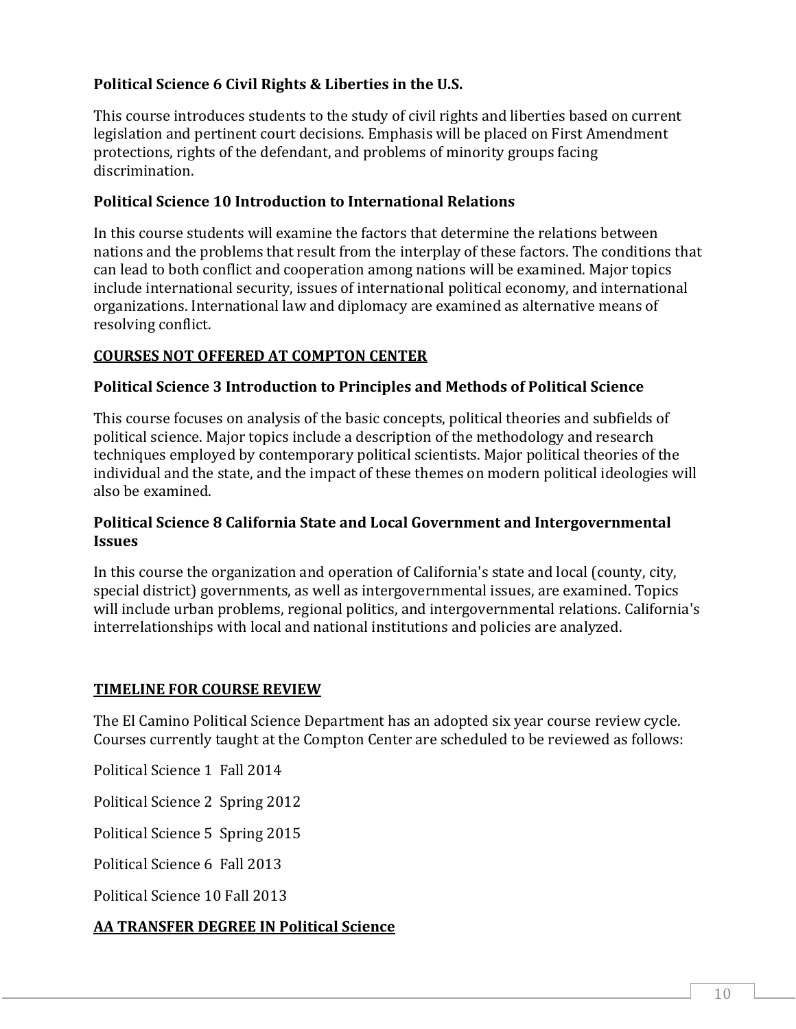**Political Science 6 Civil Rights & Liberties in the U.S.**

This course introduces students to the study of civil rights and liberties based on current legislation and pertinent court decisions. Emphasis will be placed on First Amendment protections, rights of the defendant, and problems of minority groups facing discrimination.

**Political Science 10 Introduction to International Relations**

In this course students will examine the factors that determine the relations between nations and the problems that result from the interplay of these factors. The conditions that can lead to both conflict and cooperation among nations will be examined. Major topics include international security, issues of international political economy, and international organizations. International law and diplomacy are examined as alternative means of resolving conflict.

**COURSES NOT OFFERED AT COMPTON CENTER**

**Political Science 3 Introduction to Principles and Methods of Political Science**

This course focuses on analysis of the basic concepts, political theories and subfields of political science. Major topics include a description of the methodology and research techniques employed by contemporary political scientists. Major political theories of the individual and the state, and the impact of these themes on modern political ideologies will also be examined.

**Political Science 8 California State and Local Government and Intergovernmental Issues**

In this course the organization and operation of California's state and local (county, city, special district) governments, as well as intergovernmental issues, are examined. Topics will include urban problems, regional politics, and intergovernmental relations. California's interrelationships with local and national institutions and policies are analyzed.

**TIMELINE FOR COURSE REVIEW**

The El Camino Political Science Department has an adopted six year course review cycle. Courses currently taught at the Compton Center are scheduled to be reviewed as follows:

Political Science 1 Fall 2014

Political Science 2 Spring 2012

Political Science 5 Spring 2015

Political Science 6 Fall 2013

Political Science 10 Fall 2013

**AA TRANSFER DEGREE IN Political Science**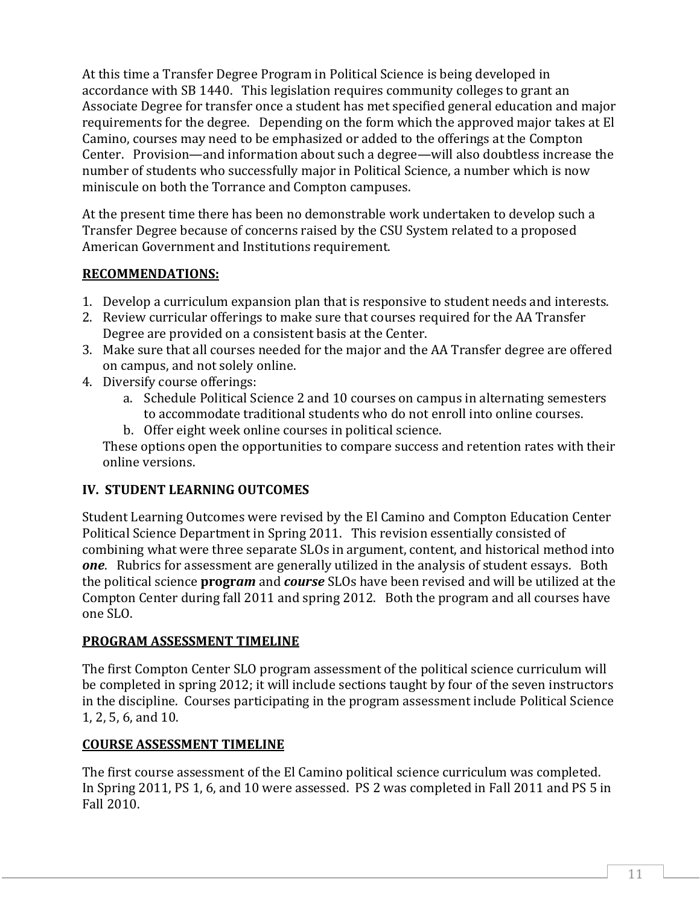At this time a Transfer Degree Program in Political Science is being developed in accordance with SB 1440. This legislation requires community colleges to grant an Associate Degree for transfer once a student has met specified general education and major requirements for the degree. Depending on the form which the approved major takes at El Camino, courses may need to be emphasized or added to the offerings at the Compton Center. Provision—and information about such a degree—will also doubtless increase the number of students who successfully major in Political Science, a number which is now miniscule on both the Torrance and Compton campuses.

At the present time there has been no demonstrable work undertaken to develop such a Transfer Degree because of concerns raised by the CSU System related to a proposed American Government and Institutions requirement.

**RECOMMENDATIONS:**

1. Develop a curriculum expansion plan that is responsive to student needs and interests.
2. Review curricular offerings to make sure that courses required for the AA Transfer Degree are provided on a consistent basis at the Center.
3. Make sure that all courses needed for the major and the AA Transfer degree are offered on campus, and not solely online.
4. Diversify course offerings:
    a. Schedule Political Science 2 and 10 courses on campus in alternating semesters to accommodate traditional students who do not enroll into online courses.
    b. Offer eight week online courses in political science.

   These options open the opportunities to compare success and retention rates with their online versions.

## IV. STUDENT LEARNING OUTCOMES

Student Learning Outcomes were revised by the El Camino and Compton Education Center Political Science Department in Spring 2011. This revision essentially consisted of combining what were three separate SLOs in argument, content, and historical method into ***one***. Rubrics for assessment are generally utilized in the analysis of student essays. Both the political science **progr*am*** and ***course*** SLOs have been revised and will be utilized at the Compton Center during fall 2011 and spring 2012. Both the program and all courses have one SLO.

**PROGRAM ASSESSMENT TIMELINE**

The first Compton Center SLO program assessment of the political science curriculum will be completed in spring 2012; it will include sections taught by four of the seven instructors in the discipline. Courses participating in the program assessment include Political Science 1, 2, 5, 6, and 10.

**COURSE ASSESSMENT TIMELINE**

The first course assessment of the El Camino political science curriculum was completed. In Spring 2011, PS 1, 6, and 10 were assessed. PS 2 was completed in Fall 2011 and PS 5 in Fall 2010.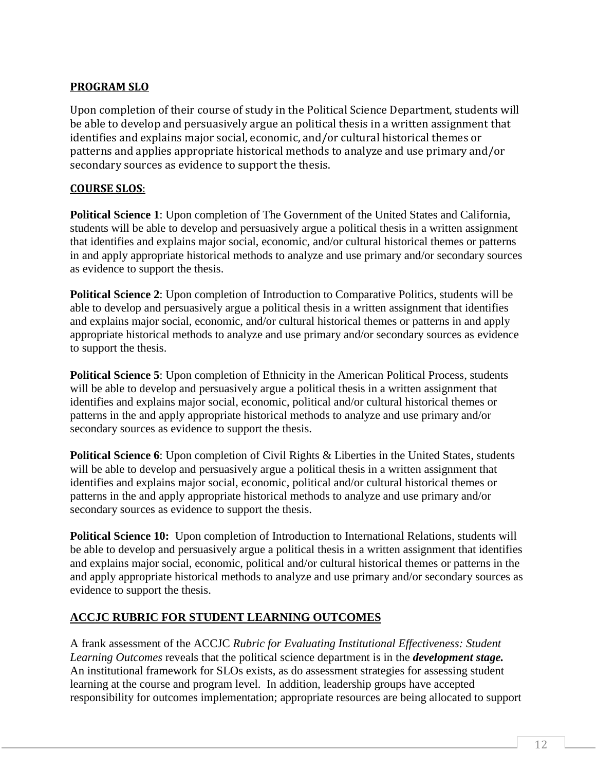**PROGRAM SLO**

Upon completion of their course of study in the Political Science Department, students will be able to develop and persuasively argue an political thesis in a written assignment that identifies and explains major social, economic, and/or cultural historical themes or patterns and applies appropriate historical methods to analyze and use primary and/or secondary sources as evidence to support the thesis.

**COURSE SLOS**:

**Political Science 1**: Upon completion of The Government of the United States and California, students will be able to develop and persuasively argue a political thesis in a written assignment that identifies and explains major social, economic, and/or cultural historical themes or patterns in and apply appropriate historical methods to analyze and use primary and/or secondary sources as evidence to support the thesis.

**Political Science 2**: Upon completion of Introduction to Comparative Politics, students will be able to develop and persuasively argue a political thesis in a written assignment that identifies and explains major social, economic, and/or cultural historical themes or patterns in and apply appropriate historical methods to analyze and use primary and/or secondary sources as evidence to support the thesis.

**Political Science 5**: Upon completion of Ethnicity in the American Political Process, students will be able to develop and persuasively argue a political thesis in a written assignment that identifies and explains major social, economic, political and/or cultural historical themes or patterns in the and apply appropriate historical methods to analyze and use primary and/or secondary sources as evidence to support the thesis.

**Political Science 6**: Upon completion of Civil Rights & Liberties in the United States, students will be able to develop and persuasively argue a political thesis in a written assignment that identifies and explains major social, economic, political and/or cultural historical themes or patterns in the and apply appropriate historical methods to analyze and use primary and/or secondary sources as evidence to support the thesis.

**Political Science 10:** Upon completion of Introduction to International Relations, students will be able to develop and persuasively argue a political thesis in a written assignment that identifies and explains major social, economic, political and/or cultural historical themes or patterns in the and apply appropriate historical methods to analyze and use primary and/or secondary sources as evidence to support the thesis.

**ACCJC RUBRIC FOR STUDENT LEARNING OUTCOMES**

A frank assessment of the ACCJC *Rubric for Evaluating Institutional Effectiveness: Student Learning Outcomes* reveals that the political science department is in the ***development stage.*** An institutional framework for SLOs exists, as do assessment strategies for assessing student learning at the course and program level. In addition, leadership groups have accepted responsibility for outcomes implementation; appropriate resources are being allocated to support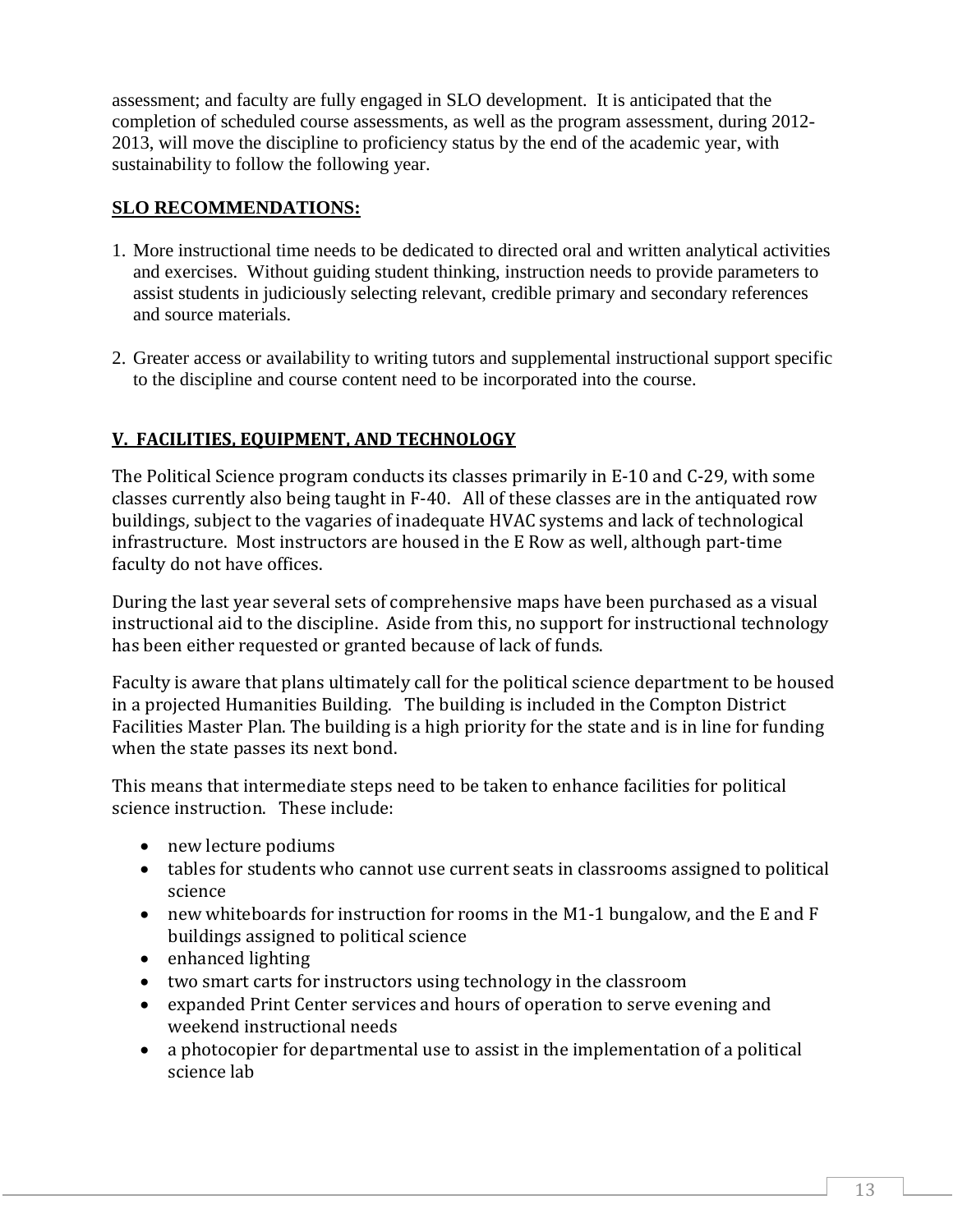assessment; and faculty are fully engaged in SLO development. It is anticipated that the completion of scheduled course assessments, as well as the program assessment, during 2012-2013, will move the discipline to proficiency status by the end of the academic year, with sustainability to follow the following year.

**SLO RECOMMENDATIONS:**

1. More instructional time needs to be dedicated to directed oral and written analytical activities and exercises. Without guiding student thinking, instruction needs to provide parameters to assist students in judiciously selecting relevant, credible primary and secondary references and source materials.

2. Greater access or availability to writing tutors and supplemental instructional support specific to the discipline and course content need to be incorporated into the course.

## V. FACILITIES, EQUIPMENT, AND TECHNOLOGY

The Political Science program conducts its classes primarily in E-10 and C-29, with some classes currently also being taught in F-40. All of these classes are in the antiquated row buildings, subject to the vagaries of inadequate HVAC systems and lack of technological infrastructure. Most instructors are housed in the E Row as well, although part-time faculty do not have offices.

During the last year several sets of comprehensive maps have been purchased as a visual instructional aid to the discipline. Aside from this, no support for instructional technology has been either requested or granted because of lack of funds.

Faculty is aware that plans ultimately call for the political science department to be housed in a projected Humanities Building. The building is included in the Compton District Facilities Master Plan. The building is a high priority for the state and is in line for funding when the state passes its next bond.

This means that intermediate steps need to be taken to enhance facilities for political science instruction. These include:

- new lecture podiums
- tables for students who cannot use current seats in classrooms assigned to political science
- new whiteboards for instruction for rooms in the M1-1 bungalow, and the E and F buildings assigned to political science
- enhanced lighting
- two smart carts for instructors using technology in the classroom
- expanded Print Center services and hours of operation to serve evening and weekend instructional needs
- a photocopier for departmental use to assist in the implementation of a political science lab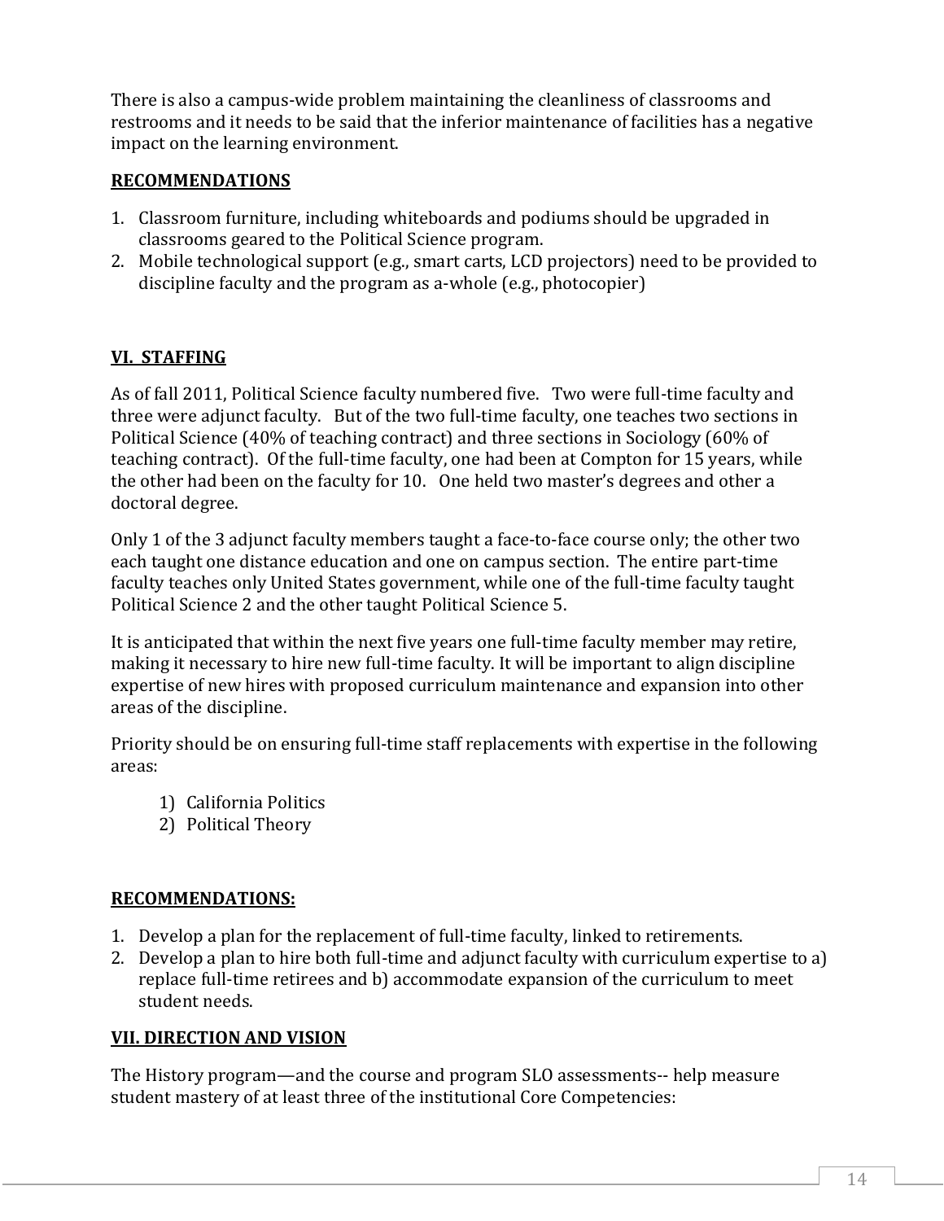There is also a campus-wide problem maintaining the cleanliness of classrooms and restrooms and it needs to be said that the inferior maintenance of facilities has a negative impact on the learning environment.

**RECOMMENDATIONS**

1. Classroom furniture, including whiteboards and podiums should be upgraded in classrooms geared to the Political Science program.
2. Mobile technological support (e.g., smart carts, LCD projectors) need to be provided to discipline faculty and the program as a-whole (e.g., photocopier)

## VI. STAFFING

As of fall 2011, Political Science faculty numbered five. Two were full-time faculty and three were adjunct faculty. But of the two full-time faculty, one teaches two sections in Political Science (40% of teaching contract) and three sections in Sociology (60% of teaching contract). Of the full-time faculty, one had been at Compton for 15 years, while the other had been on the faculty for 10. One held two master's degrees and other a doctoral degree.

Only 1 of the 3 adjunct faculty members taught a face-to-face course only; the other two each taught one distance education and one on campus section. The entire part-time faculty teaches only United States government, while one of the full-time faculty taught Political Science 2 and the other taught Political Science 5.

It is anticipated that within the next five years one full-time faculty member may retire, making it necessary to hire new full-time faculty. It will be important to align discipline expertise of new hires with proposed curriculum maintenance and expansion into other areas of the discipline.

Priority should be on ensuring full-time staff replacements with expertise in the following areas:

1) California Politics
2) Political Theory

**RECOMMENDATIONS:**

1. Develop a plan for the replacement of full-time faculty, linked to retirements.
2. Develop a plan to hire both full-time and adjunct faculty with curriculum expertise to a) replace full-time retirees and b) accommodate expansion of the curriculum to meet student needs.

## VII. DIRECTION AND VISION

The History program—and the course and program SLO assessments-- help measure student mastery of at least three of the institutional Core Competencies: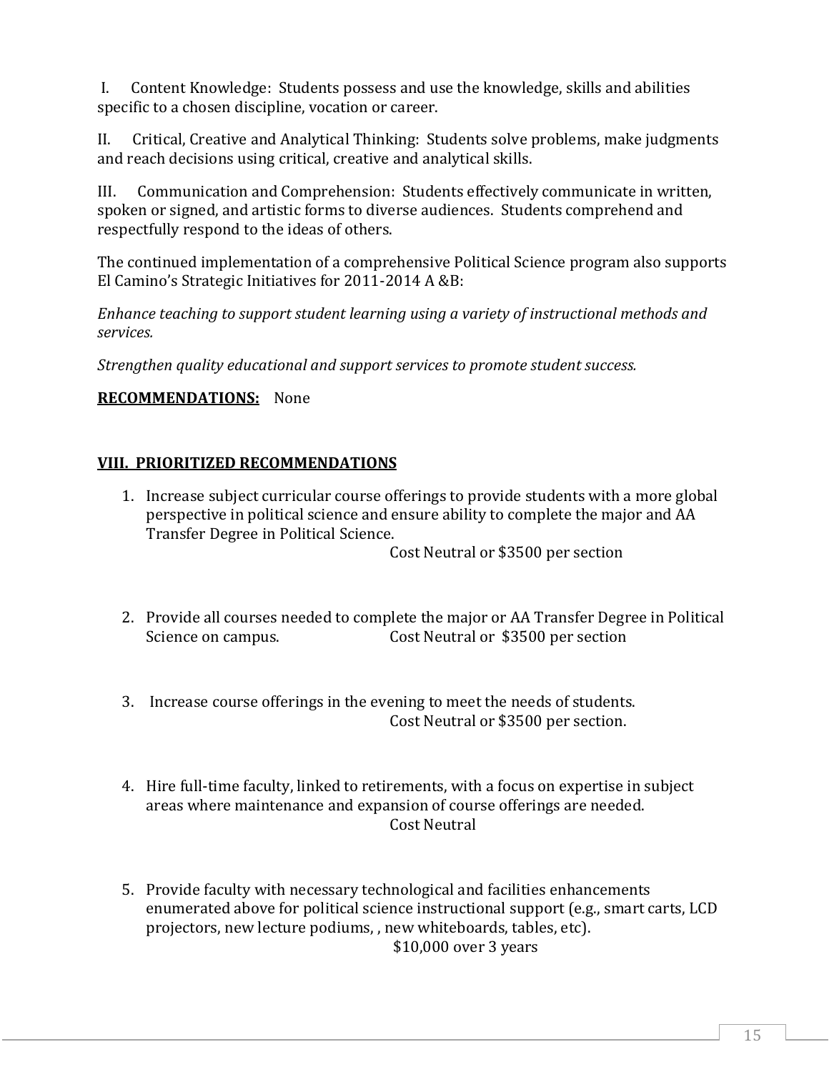I. Content Knowledge: Students possess and use the knowledge, skills and abilities specific to a chosen discipline, vocation or career.

II. Critical, Creative and Analytical Thinking: Students solve problems, make judgments and reach decisions using critical, creative and analytical skills.

III. Communication and Comprehension: Students effectively communicate in written, spoken or signed, and artistic forms to diverse audiences. Students comprehend and respectfully respond to the ideas of others.

The continued implementation of a comprehensive Political Science program also supports El Camino's Strategic Initiatives for 2011-2014 A &B:

*Enhance teaching to support student learning using a variety of instructional methods and services.*

*Strengthen quality educational and support services to promote student success.*

**RECOMMENDATIONS:** None

## VIII. PRIORITIZED RECOMMENDATIONS

1. Increase subject curricular course offerings to provide students with a more global perspective in political science and ensure ability to complete the major and AA Transfer Degree in Political Science.
   Cost Neutral or $3500 per section

2. Provide all courses needed to complete the major or AA Transfer Degree in Political Science on campus. Cost Neutral or $3500 per section

3. Increase course offerings in the evening to meet the needs of students.
   Cost Neutral or $3500 per section.

4. Hire full-time faculty, linked to retirements, with a focus on expertise in subject areas where maintenance and expansion of course offerings are needed.
   Cost Neutral

5. Provide faculty with necessary technological and facilities enhancements enumerated above for political science instructional support (e.g., smart carts, LCD projectors, new lecture podiums, , new whiteboards, tables, etc).
   $10,000 over 3 years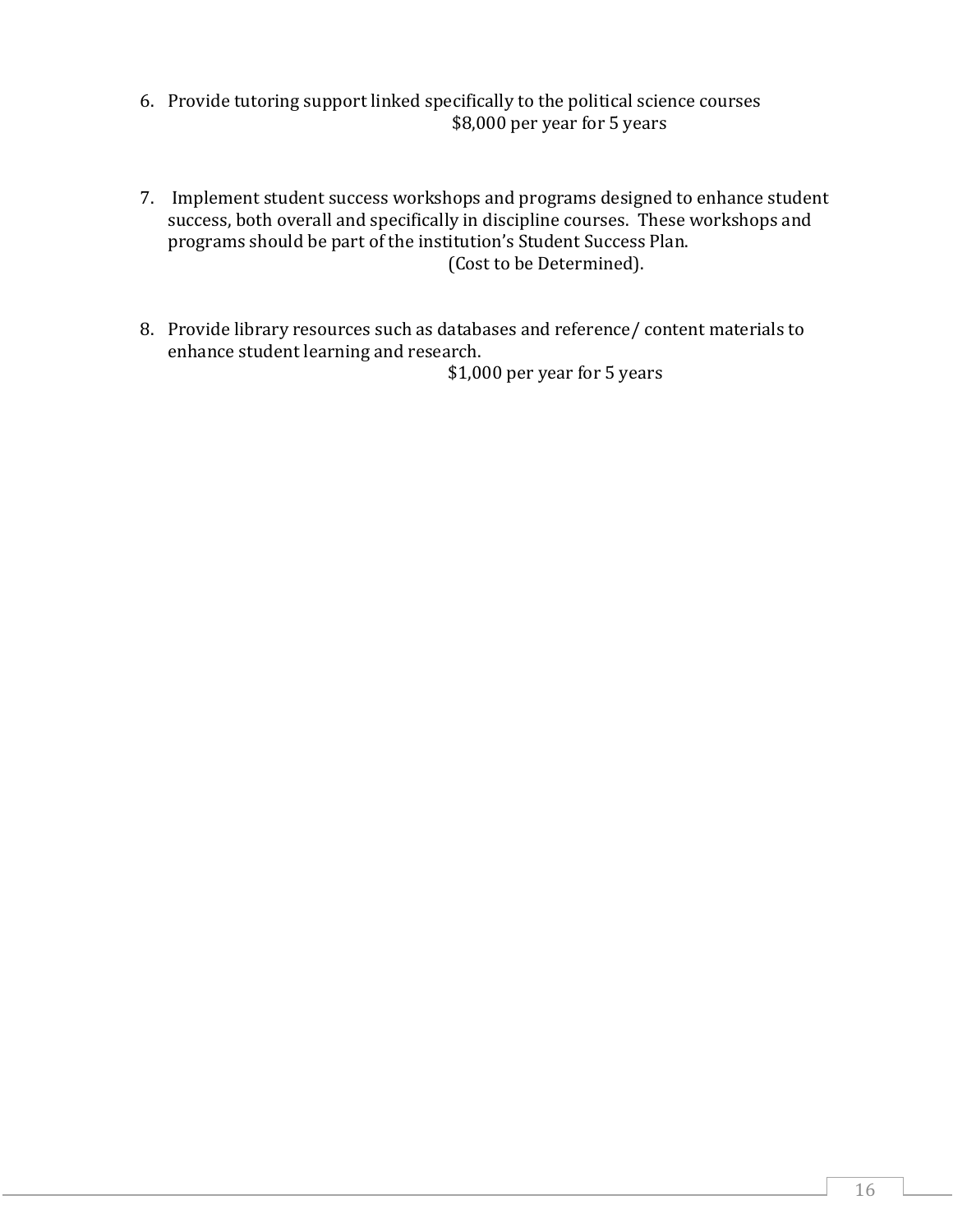6. Provide tutoring support linked specifically to the political science courses
   $8,000 per year for 5 years

7. Implement student success workshops and programs designed to enhance student success, both overall and specifically in discipline courses. These workshops and programs should be part of the institution's Student Success Plan.
   (Cost to be Determined).

8. Provide library resources such as databases and reference/ content materials to enhance student learning and research.
   $1,000 per year for 5 years